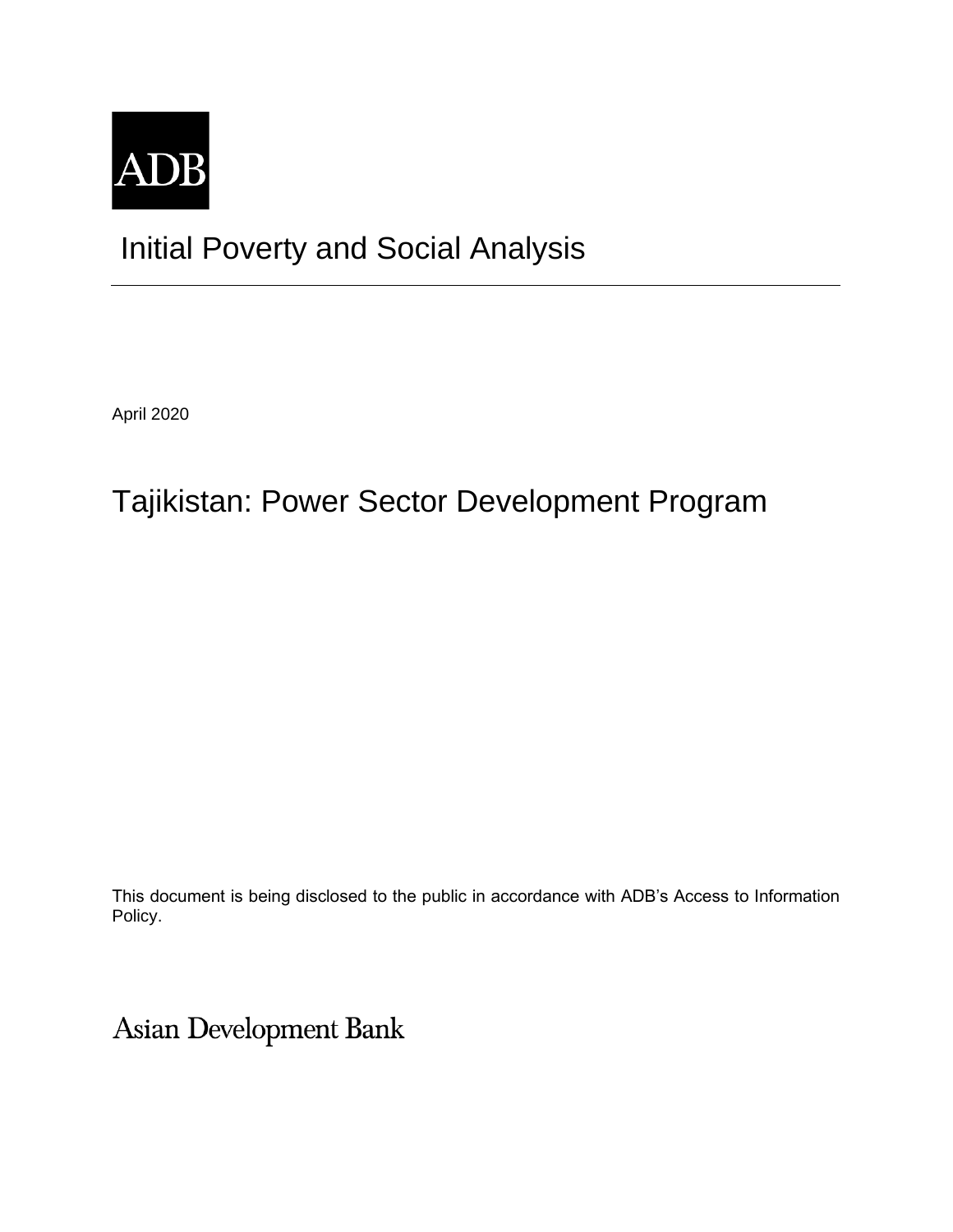ADB

# Initial Poverty and Social Analysis

April 2020

# Tajikistan: Power Sector Development Program

This document is being disclosed to the public in accordance with ADB's Access to Information Policy.

Asian Development Bank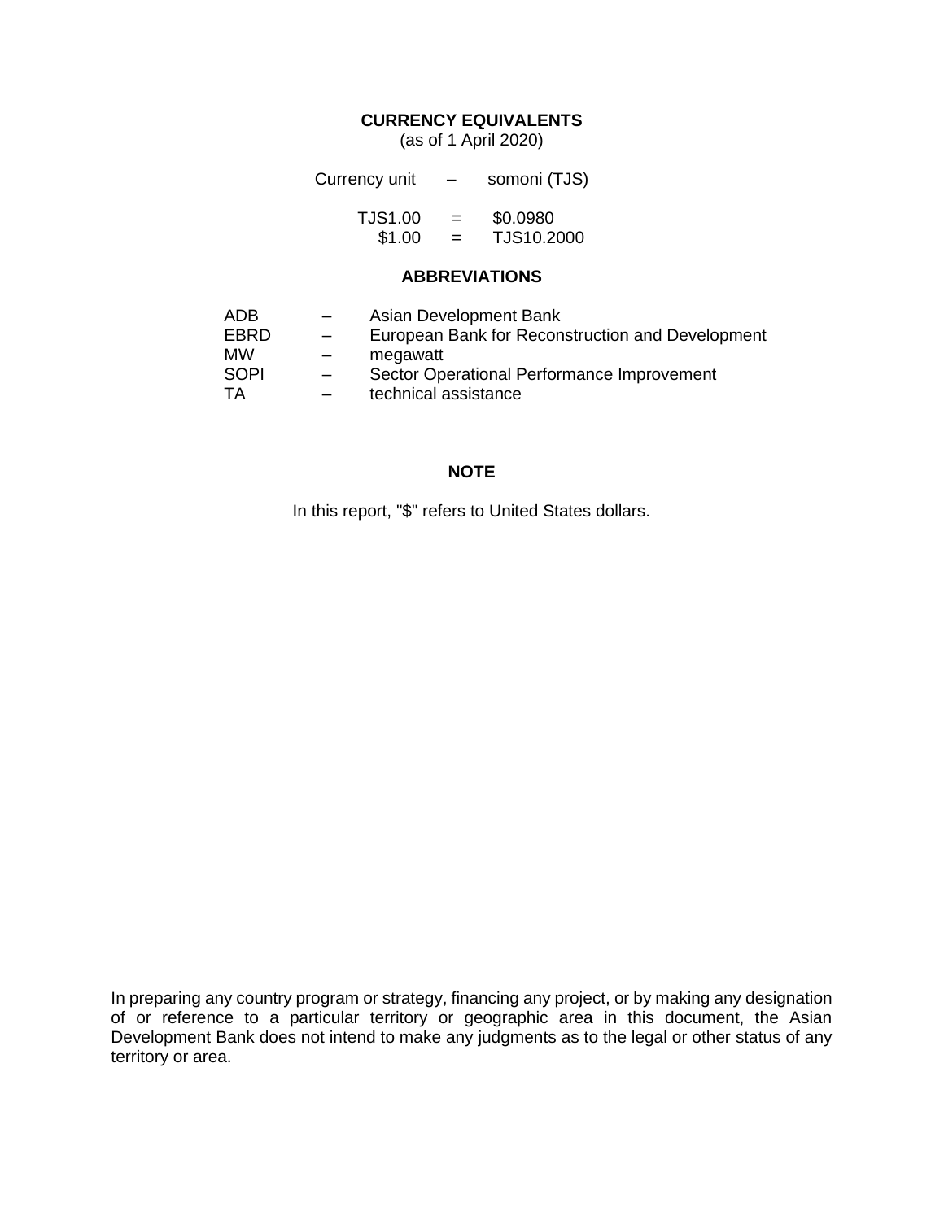## CURRENCY EQUIVALENTS

(as of 1 April 2020)

| | | |
|---|---|---|
| Currency unit | – | somoni (TJS) |
| TJS1.00 | = | \$0.0980 |
| \$1.00 | = | TJS10.2000 |

## ABBREVIATIONS

| | | |
|---|---|---|
| ADB | – | Asian Development Bank |
| EBRD | – | European Bank for Reconstruction and Development |
| MW | – | megawatt |
| SOPI | – | Sector Operational Performance Improvement |
| TA | – | technical assistance |

## NOTE

In this report, "$" refers to United States dollars.

In preparing any country program or strategy, financing any project, or by making any designation of or reference to a particular territory or geographic area in this document, the Asian Development Bank does not intend to make any judgments as to the legal or other status of any territory or area.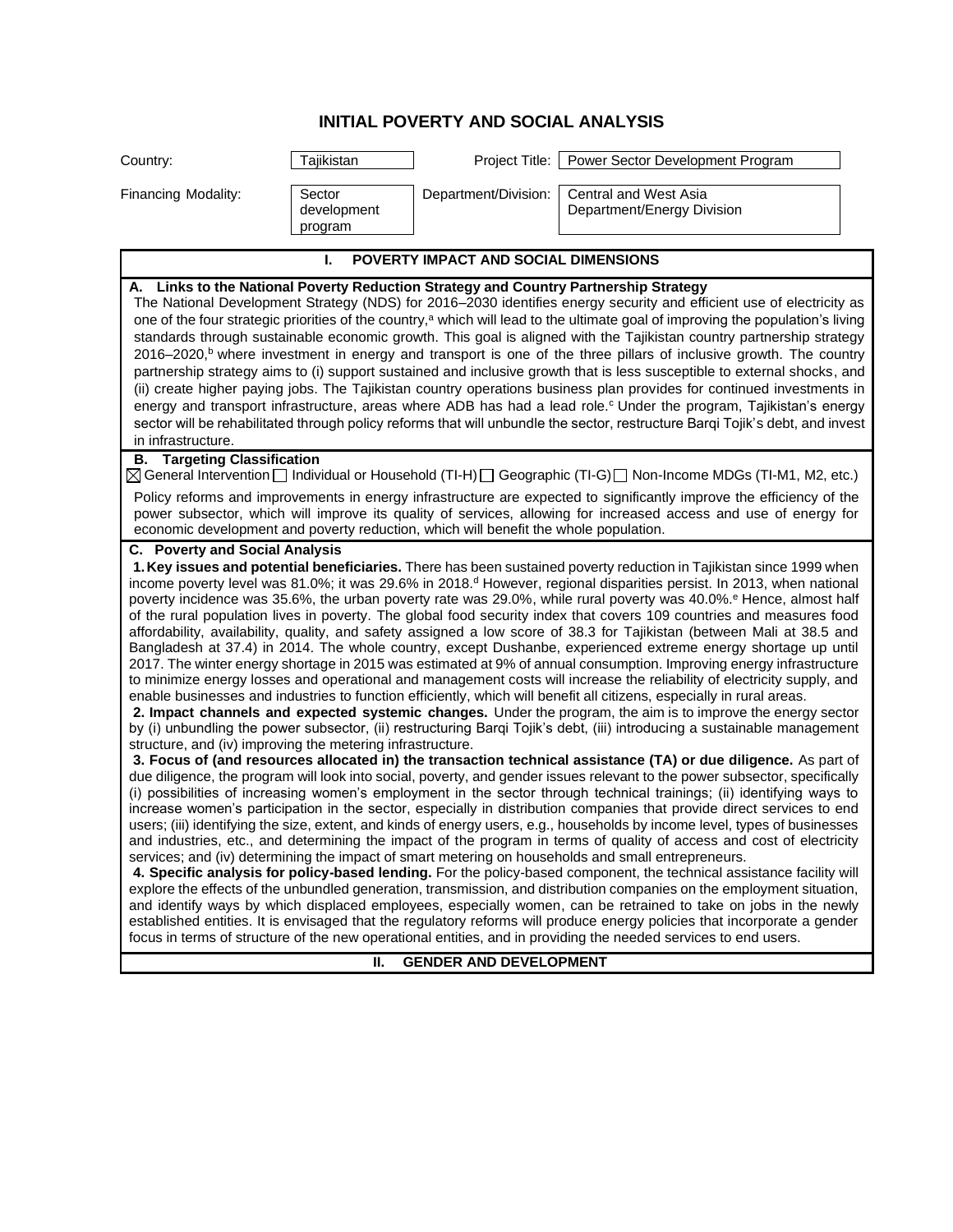# INITIAL POVERTY AND SOCIAL ANALYSIS

| | | | |
|---|---|---|---|
| Country: | Tajikistan | Project Title: | Power Sector Development Program |
| Financing Modality: | Sector development program | Department/Division: | Central and West Asia Department/Energy Division |

## I. POVERTY IMPACT AND SOCIAL DIMENSIONS

### A. Links to the National Poverty Reduction Strategy and Country Partnership Strategy

The National Development Strategy (NDS) for 2016–2030 identifies energy security and efficient use of electricity as one of the four strategic priorities of the country,[a] which will lead to the ultimate goal of improving the population's living standards through sustainable economic growth. This goal is aligned with the Tajikistan country partnership strategy 2016–2020,[b] where investment in energy and transport is one of the three pillars of inclusive growth. The country partnership strategy aims to (i) support sustained and inclusive growth that is less susceptible to external shocks, and (ii) create higher paying jobs. The Tajikistan country operations business plan provides for continued investments in energy and transport infrastructure, areas where ADB has had a lead role.[c] Under the program, Tajikistan's energy sector will be rehabilitated through policy reforms that will unbundle the sector, restructure Barqi Tojik's debt, and invest in infrastructure.

### B. Targeting Classification

☒ General Intervention ☐ Individual or Household (TI-H) ☐ Geographic (TI-G) ☐ Non-Income MDGs (TI-M1, M2, etc.)

Policy reforms and improvements in energy infrastructure are expected to significantly improve the efficiency of the power subsector, which will improve its quality of services, allowing for increased access and use of energy for economic development and poverty reduction, which will benefit the whole population.

### C. Poverty and Social Analysis

**1. Key issues and potential beneficiaries.** There has been sustained poverty reduction in Tajikistan since 1999 when income poverty level was 81.0%; it was 29.6% in 2018.[d] However, regional disparities persist. In 2013, when national poverty incidence was 35.6%, the urban poverty rate was 29.0%, while rural poverty was 40.0%.[e] Hence, almost half of the rural population lives in poverty. The global food security index that covers 109 countries and measures food affordability, availability, quality, and safety assigned a low score of 38.3 for Tajikistan (between Mali at 38.5 and Bangladesh at 37.4) in 2014. The whole country, except Dushanbe, experienced extreme energy shortage up until 2017. The winter energy shortage in 2015 was estimated at 9% of annual consumption. Improving energy infrastructure to minimize energy losses and operational and management costs will increase the reliability of electricity supply, and enable businesses and industries to function efficiently, which will benefit all citizens, especially in rural areas.

**2. Impact channels and expected systemic changes.** Under the program, the aim is to improve the energy sector by (i) unbundling the power subsector, (ii) restructuring Barqi Tojik's debt, (iii) introducing a sustainable management structure, and (iv) improving the metering infrastructure.

**3. Focus of (and resources allocated in) the transaction technical assistance (TA) or due diligence.** As part of due diligence, the program will look into social, poverty, and gender issues relevant to the power subsector, specifically (i) possibilities of increasing women's employment in the sector through technical trainings; (ii) identifying ways to increase women's participation in the sector, especially in distribution companies that provide direct services to end users; (iii) identifying the size, extent, and kinds of energy users, e.g., households by income level, types of businesses and industries, etc., and determining the impact of the program in terms of quality of access and cost of electricity services; and (iv) determining the impact of smart metering on households and small entrepreneurs.

**4. Specific analysis for policy-based lending.** For the policy-based component, the technical assistance facility will explore the effects of the unbundled generation, transmission, and distribution companies on the employment situation, and identify ways by which displaced employees, especially women, can be retrained to take on jobs in the newly established entities. It is envisaged that the regulatory reforms will produce energy policies that incorporate a gender focus in terms of structure of the new operational entities, and in providing the needed services to end users.

## II. GENDER AND DEVELOPMENT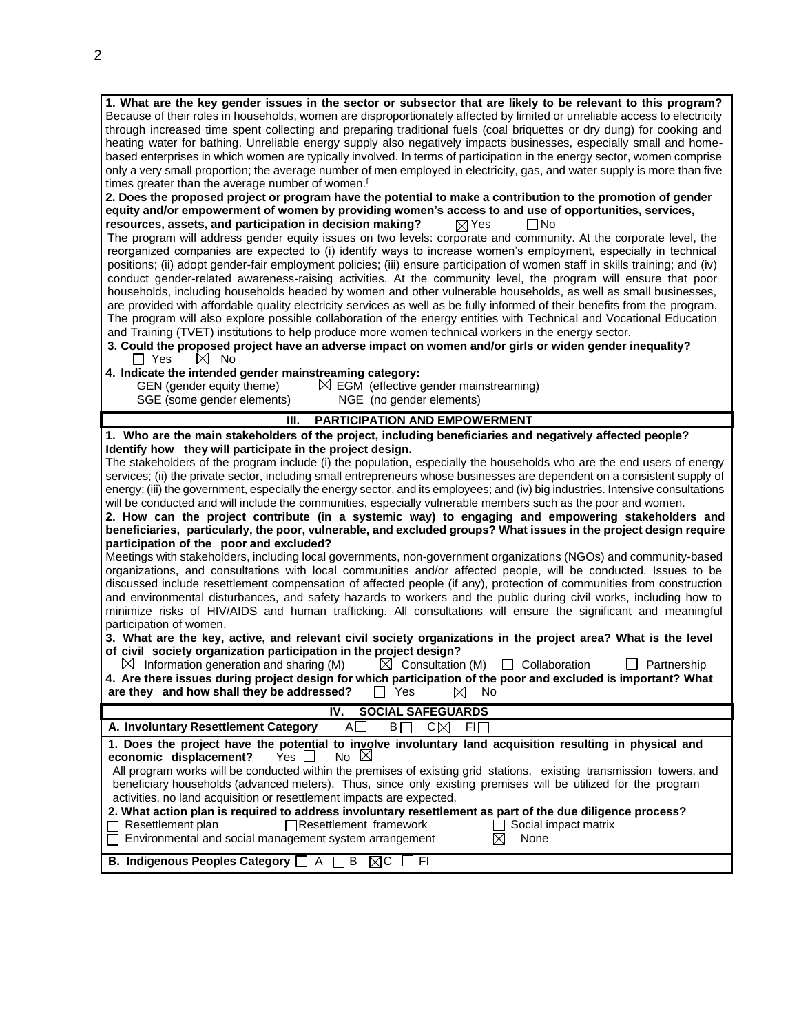**1. What are the key gender issues in the sector or subsector that are likely to be relevant to this program?**
Because of their roles in households, women are disproportionately affected by limited or unreliable access to electricity through increased time spent collecting and preparing traditional fuels (coal briquettes or dry dung) for cooking and heating water for bathing. Unreliable energy supply also negatively impacts businesses, especially small and home-based enterprises in which women are typically involved. In terms of participation in the energy sector, women comprise only a very small proportion; the average number of men employed in electricity, gas, and water supply is more than five times greater than the average number of women.[f]

**2. Does the proposed project or program have the potential to make a contribution to the promotion of gender equity and/or empowerment of women by providing women's access to and use of opportunities, services, resources, assets, and participation in decision making?** ☒ Yes ☐ No

The program will address gender equity issues on two levels: corporate and community. At the corporate level, the reorganized companies are expected to (i) identify ways to increase women's employment, especially in technical positions; (ii) adopt gender-fair employment policies; (iii) ensure participation of women staff in skills training; and (iv) conduct gender-related awareness-raising activities. At the community level, the program will ensure that poor households, including households headed by women and other vulnerable households, as well as small businesses, are provided with affordable quality electricity services as well as be fully informed of their benefits from the program. The program will also explore possible collaboration of the energy entities with Technical and Vocational Education and Training (TVET) institutions to help produce more women technical workers in the energy sector.

**3. Could the proposed project have an adverse impact on women and/or girls or widen gender inequality?**
☐ Yes ☒ No

**4. Indicate the intended gender mainstreaming category:**
GEN (gender equity theme) ☒ EGM (effective gender mainstreaming)
SGE (some gender elements) NGE (no gender elements)

## III. PARTICIPATION AND EMPOWERMENT

**1. Who are the main stakeholders of the project, including beneficiaries and negatively affected people? Identify how they will participate in the project design.**
The stakeholders of the program include (i) the population, especially the households who are the end users of energy services; (ii) the private sector, including small entrepreneurs whose businesses are dependent on a consistent supply of energy; (iii) the government, especially the energy sector, and its employees; and (iv) big industries. Intensive consultations will be conducted and will include the communities, especially vulnerable members such as the poor and women.

**2. How can the project contribute (in a systemic way) to engaging and empowering stakeholders and beneficiaries, particularly, the poor, vulnerable, and excluded groups? What issues in the project design require participation of the poor and excluded?**
Meetings with stakeholders, including local governments, non-government organizations (NGOs) and community-based organizations, and consultations with local communities and/or affected people, will be conducted. Issues to be discussed include resettlement compensation of affected people (if any), protection of communities from construction and environmental disturbances, and safety hazards to workers and the public during civil works, including how to minimize risks of HIV/AIDS and human trafficking. All consultations will ensure the significant and meaningful participation of women.

**3. What are the key, active, and relevant civil society organizations in the project area? What is the level of civil society organization participation in the project design?**
☒ Information generation and sharing (M) ☒ Consultation (M) ☐ Collaboration ☐ Partnership

**4. Are there issues during project design for which participation of the poor and excluded is important? What are they and how shall they be addressed?** ☐ Yes ☒ No

## IV. SOCIAL SAFEGUARDS

**A. Involuntary Resettlement Category** A☐ B☐ C☒ FI☐

**1. Does the project have the potential to involve involuntary land acquisition resulting in physical and economic displacement?** Yes ☐ No ☒
All program works will be conducted within the premises of existing grid stations, existing transmission towers, and beneficiary households (advanced meters). Thus, since only existing premises will be utilized for the program activities, no land acquisition or resettlement impacts are expected.

**2. What action plan is required to address involuntary resettlement as part of the due diligence process?**
☐ Resettlement plan ☐ Resettlement framework ☐ Social impact matrix
☐ Environmental and social management system arrangement ☒ None

**B. Indigenous Peoples Category** ☐ A ☐ B ☒ C ☐ FI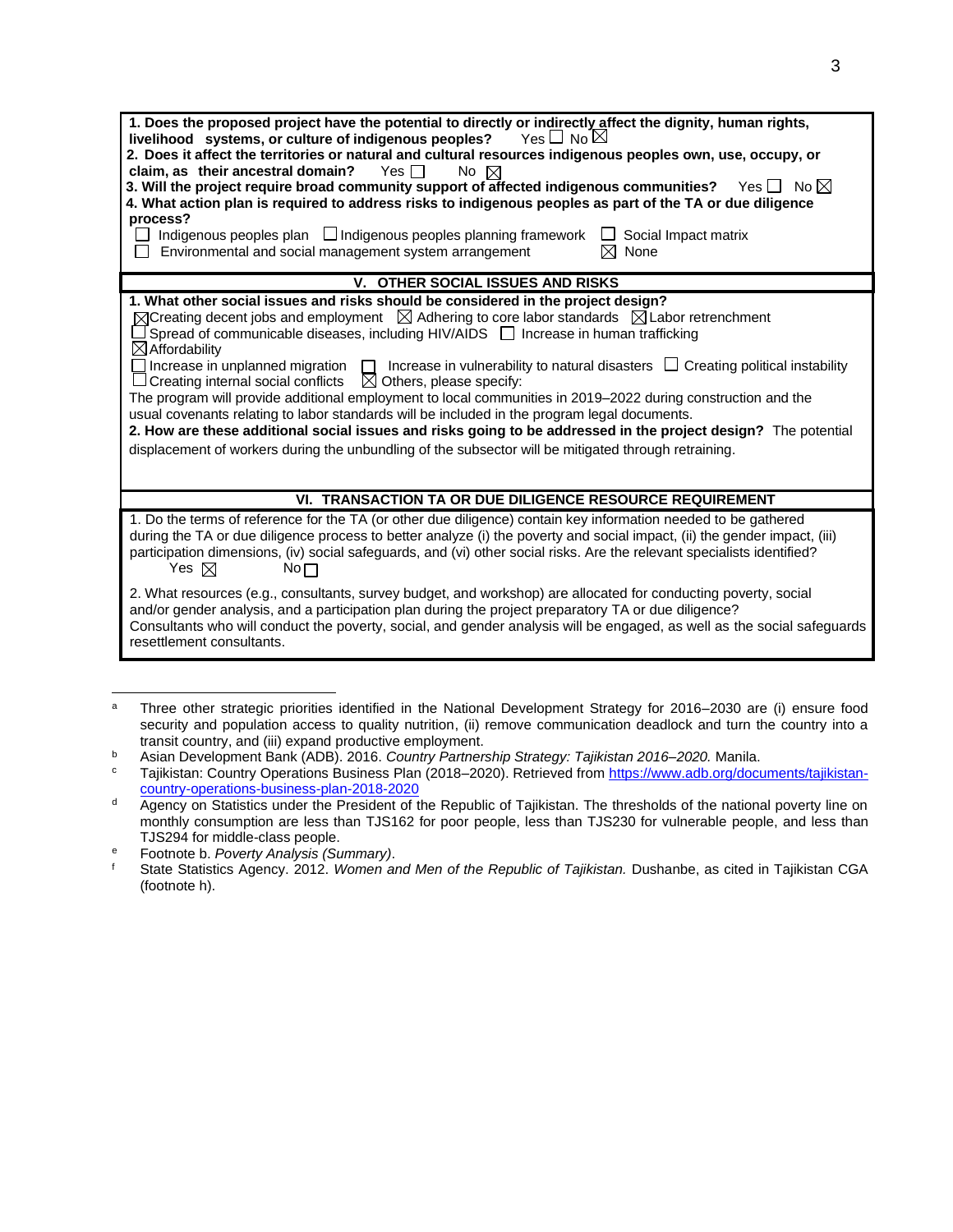**1. Does the proposed project have the potential to directly or indirectly affect the dignity, human rights, livelihood systems, or culture of indigenous peoples?** Yes ☐ No ☒

**2. Does it affect the territories or natural and cultural resources indigenous peoples own, use, occupy, or claim, as their ancestral domain?** Yes ☐ No ☒

**3. Will the project require broad community support of affected indigenous communities?** Yes ☐ No ☒

**4. What action plan is required to address risks to indigenous peoples as part of the TA or due diligence process?**

☐ Indigenous peoples plan ☐ Indigenous peoples planning framework ☐ Social Impact matrix
☐ Environmental and social management system arrangement ☒ None

## V. OTHER SOCIAL ISSUES AND RISKS

**1. What other social issues and risks should be considered in the project design?**

☒ Creating decent jobs and employment ☒ Adhering to core labor standards ☒ Labor retrenchment
☐ Spread of communicable diseases, including HIV/AIDS ☐ Increase in human trafficking
☒ Affordability
☐ Increase in unplanned migration ☐ Increase in vulnerability to natural disasters ☐ Creating political instability
☐ Creating internal social conflicts ☒ Others, please specify:

The program will provide additional employment to local communities in 2019–2022 during construction and the usual covenants relating to labor standards will be included in the program legal documents.

**2. How are these additional social issues and risks going to be addressed in the project design?** The potential displacement of workers during the unbundling of the subsector will be mitigated through retraining.

## VI. TRANSACTION TA OR DUE DILIGENCE RESOURCE REQUIREMENT

1. Do the terms of reference for the TA (or other due diligence) contain key information needed to be gathered during the TA or due diligence process to better analyze (i) the poverty and social impact, (ii) the gender impact, (iii) participation dimensions, (iv) social safeguards, and (vi) other social risks. Are the relevant specialists identified?

Yes ☒ No ☐

2. What resources (e.g., consultants, survey budget, and workshop) are allocated for conducting poverty, social and/or gender analysis, and a participation plan during the project preparatory TA or due diligence?
Consultants who will conduct the poverty, social, and gender analysis will be engaged, as well as the social safeguards resettlement consultants.

---

[a] Three other strategic priorities identified in the National Development Strategy for 2016–2030 are (i) ensure food security and population access to quality nutrition, (ii) remove communication deadlock and turn the country into a transit country, and (iii) expand productive employment.

[b] Asian Development Bank (ADB). 2016. *Country Partnership Strategy: Tajikistan 2016–2020.* Manila.

[c] Tajikistan: Country Operations Business Plan (2018–2020). Retrieved from https://www.adb.org/documents/tajikistan-country-operations-business-plan-2018-2020

[d] Agency on Statistics under the President of the Republic of Tajikistan. The thresholds of the national poverty line on monthly consumption are less than TJS162 for poor people, less than TJS230 for vulnerable people, and less than TJS294 for middle-class people.

[e] Footnote b. *Poverty Analysis (Summary)*.

[f] State Statistics Agency. 2012. *Women and Men of the Republic of Tajikistan.* Dushanbe, as cited in Tajikistan CGA (footnote h).